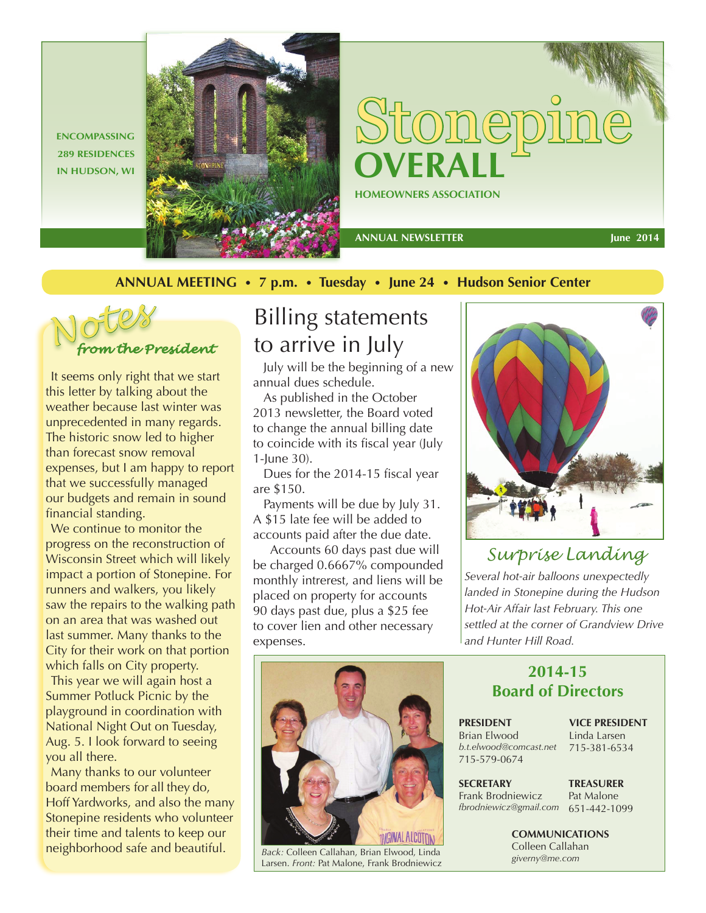ENCOMPASSING 289 RESIDENCES IN HUDSON, WI

# Stonepine OVERALL

HOMEOWNERS ASSOCIATION

ANNUAL NEWSLETTER — June 2014

**ANNUAL MEETING • 7 p.m. • Tuesday • June 24 • Hudson Senior Center**

## Notes from the President

It seems only right that we start this letter by talking about the weather because last winter was unprecedented in many regards. The historic snow led to higher than forecast snow removal expenses, but I am happy to report that we successfully managed our budgets and remain in sound financial standing.

We continue to monitor the progress on the reconstruction of Wisconsin Street which will likely impact a portion of Stonepine. For runners and walkers, you likely saw the repairs to the walking path on an area that was washed out last summer. Many thanks to the City for their work on that portion which falls on City property.

This year we will again host a Summer Potluck Picnic by the playground in coordination with National Night Out on Tuesday, Aug. 5. I look forward to seeing you all there.

Many thanks to our volunteer board members for all they do, Hoff Yardworks, and also the many Stonepine residents who volunteer their time and talents to keep our neighborhood safe and beautiful.

## Billing statements to arrive in July

July will be the beginning of a new annual dues schedule.

As published in the October 2013 newsletter, the Board voted to change the annual billing date to coincide with its fiscal year (July 1-June 30).

Dues for the 2014-15 fiscal year are $150.

Payments will be due by July 31. A $15 late fee will be added to accounts paid after the due date.

Accounts 60 days past due will be charged 0.6667% compounded monthly intrerest, and liens will be placed on property for accounts 90 days past due, plus a $25 fee to cover lien and other necessary expenses.

## Surprise Landing

*Several hot-air balloons unexpectedly landed in Stonepine during the Hudson Hot-Air Affair last February. This one settled at the corner of Grandview Drive and Hunter Hill Road.*

*Back:* Colleen Callahan, Brian Elwood, Linda Larsen. *Front:* Pat Malone, Frank Brodniewicz

## 2014-15 Board of Directors

**PRESIDENT**
Brian Elwood
*b.t.elwood@comcast.net*
715-579-0674

**VICE PRESIDENT**
Linda Larsen
715-381-6534

**SECRETARY**
Frank Brodniewicz
*fbrodniewicz@gmail.com*

**TREASURER**
Pat Malone
651-442-1099

**COMMUNICATIONS**
Colleen Callahan
*giverny@me.com*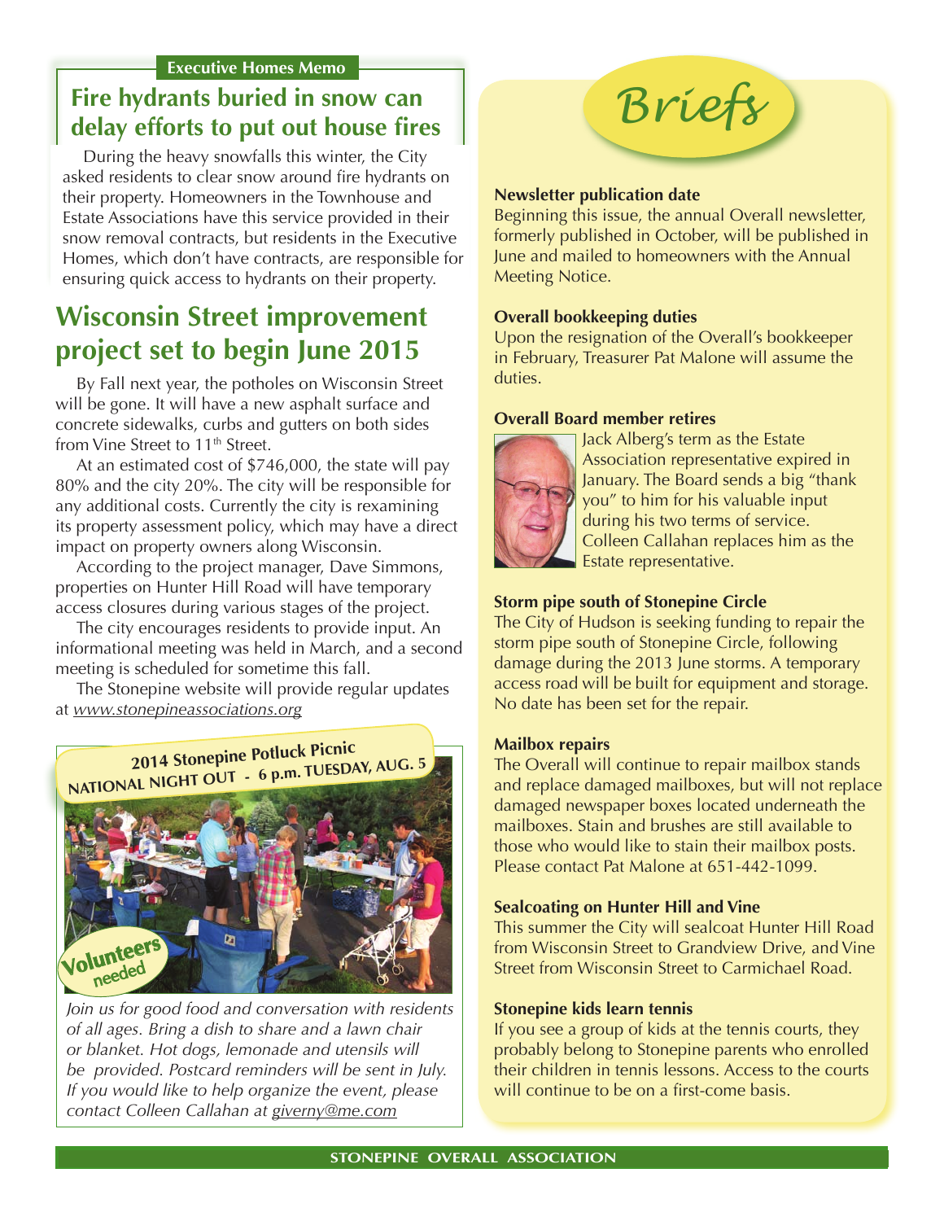Executive Homes Memo

## Fire hydrants buried in snow can delay efforts to put out house fires

During the heavy snowfalls this winter, the City asked residents to clear snow around fire hydrants on their property. Homeowners in the Townhouse and Estate Associations have this service provided in their snow removal contracts, but residents in the Executive Homes, which don't have contracts, are responsible for ensuring quick access to hydrants on their property.

## Wisconsin Street improvement project set to begin June 2015

By Fall next year, the potholes on Wisconsin Street will be gone. It will have a new asphalt surface and concrete sidewalks, curbs and gutters on both sides from Vine Street to 11th Street.

At an estimated cost of $746,000, the state will pay 80% and the city 20%. The city will be responsible for any additional costs. Currently the city is reexamining its property assessment policy, which may have a direct impact on property owners along Wisconsin.

According to the project manager, Dave Simmons, properties on Hunter Hill Road will have temporary access closures during various stages of the project.

The city encourages residents to provide input. An informational meeting was held in March, and a second meeting is scheduled for sometime this fall.

The Stonepine website will provide regular updates at *www.stonepineassociations.org*

**2014 Stonepine Potluck Picnic**
**NATIONAL NIGHT OUT - 6 p.m. TUESDAY, AUG. 5**

Volunteers needed

*Join us for good food and conversation with residents of all ages. Bring a dish to share and a lawn chair or blanket. Hot dogs, lemonade and utensils will be provided. Postcard reminders will be sent in July. If you would like to help organize the event, please contact Colleen Callahan at giverny@me.com*

# Briefs

**Newsletter publication date**

Beginning this issue, the annual Overall newsletter, formerly published in October, will be published in June and mailed to homeowners with the Annual Meeting Notice.

**Overall bookkeeping duties**

Upon the resignation of the Overall's bookkeeper in February, Treasurer Pat Malone will assume the duties.

**Overall Board member retires**

Jack Alberg's term as the Estate Association representative expired in January. The Board sends a big "thank you" to him for his valuable input during his two terms of service. Colleen Callahan replaces him as the Estate representative.

**Storm pipe south of Stonepine Circle**

The City of Hudson is seeking funding to repair the storm pipe south of Stonepine Circle, following damage during the 2013 June storms. A temporary access road will be built for equipment and storage. No date has been set for the repair.

**Mailbox repairs**

The Overall will continue to repair mailbox stands and replace damaged mailboxes, but will not replace damaged newspaper boxes located underneath the mailboxes. Stain and brushes are still available to those who would like to stain their mailbox posts. Please contact Pat Malone at 651-442-1099.

**Sealcoating on Hunter Hill and Vine**

This summer the City will sealcoat Hunter Hill Road from Wisconsin Street to Grandview Drive, and Vine Street from Wisconsin Street to Carmichael Road.

**Stonepine kids learn tennis**

If you see a group of kids at the tennis courts, they probably belong to Stonepine parents who enrolled their children in tennis lessons. Access to the courts will continue to be on a first-come basis.